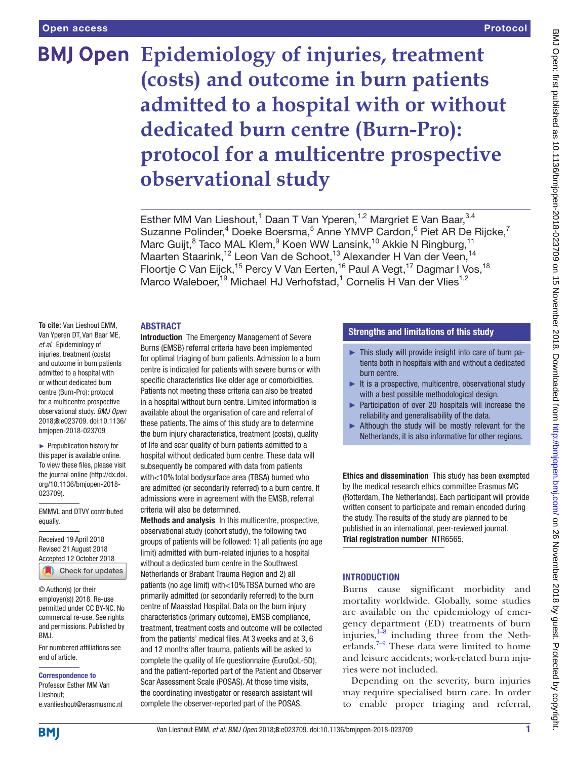# Epidemiology of injuries, treatment (costs) and outcome in burn patients admitted to a hospital with or without dedicated burn centre (Burn-Pro): protocol for a multicentre prospective observational study

Esther MM Van Lieshout,[1] Daan T Van Yperen,[1,2] Margriet E Van Baar,[3,4] Suzanne Polinder,[4] Doeke Boersma,[5] Anne YMVP Cardon,[6] Piet AR De Rijcke,[7] Marc Guijt,[8] Taco MAL Klem,[9] Koen WW Lansink,[10] Akkie N Ringburg,[11] Maarten Staarink,[12] Leon Van de Schoot,[13] Alexander H Van der Veen,[14] Floortje C Van Eijck,[15] Percy V Van Eerten,[16] Paul A Vegt,[17] Dagmar I Vos,[18] Marco Waleboer,[19] Michael HJ Verhofstad,[1] Cornelis H Van der Vlies[1,2]

**To cite:** Van Lieshout EMM, Van Yperen DT, Van Baar ME, *et al*. Epidemiology of injuries, treatment (costs) and outcome in burn patients admitted to a hospital with or without dedicated burn centre (Burn-Pro): protocol for a multicentre prospective observational study. *BMJ Open* 2018;**8**:e023709. doi:10.1136/bmjopen-2018-023709

► Prepublication history for this paper is available online. To view these files, please visit the journal online (http://dx.doi.org/10.1136/bmjopen-2018-023709).

EMMVL and DTVY contributed equally.

Received 19 April 2018
Revised 21 August 2018
Accepted 12 October 2018

© Author(s) (or their employer(s)) 2018. Re-use permitted under CC BY-NC. No commercial re-use. See rights and permissions. Published by BMJ.

For numbered affiliations see end of article.

**Correspondence to**
Professor Esther MM Van Lieshout;
e.vanlieshout@erasmusmc.nl

## ABSTRACT

**Introduction** The Emergency Management of Severe Burns (EMSB) referral criteria have been implemented for optimal triaging of burn patients. Admission to a burn centre is indicated for patients with severe burns or with specific characteristics like older age or comorbidities. Patients not meeting these criteria can also be treated in a hospital without burn centre. Limited information is available about the organisation of care and referral of these patients. The aims of this study are to determine the burn injury characteristics, treatment (costs), quality of life and scar quality of burn patients admitted to a hospital without dedicated burn centre. These data will subsequently be compared with data from patients with<10% total bodysurface area (TBSA) burned who are admitted (or secondarily referred) to a burn centre. If admissions were in agreement with the EMSB, referral criteria will also be determined.

**Methods and analysis** In this multicentre, prospective, observational study (cohort study), the following two groups of patients will be followed: 1) all patients (no age limit) admitted with burn-related injuries to a hospital without a dedicated burn centre in the Southwest Netherlands or Brabant Trauma Region and 2) all patients (no age limit) with<10% TBSA burned who are primarily admitted (or secondarily referred) to the burn centre of Maasstad Hospital. Data on the burn injury characteristics (primary outcome), EMSB compliance, treatment, treatment costs and outcome will be collected from the patients' medical files. At 3 weeks and at 3, 6 and 12 months after trauma, patients will be asked to complete the quality of life questionnaire (EuroQoL-5D), and the patient-reported part of the Patient and Observer Scar Assessment Scale (POSAS). At those time visits, the coordinating investigator or research assistant will complete the observer-reported part of the POSAS.

**Ethics and dissemination** This study has been exempted by the medical research ethics committee Erasmus MC (Rotterdam, The Netherlands). Each participant will provide written consent to participate and remain encoded during the study. The results of the study are planned to be published in an international, peer-reviewed journal.

**Trial registration number** NTR6565.

## Strengths and limitations of this study

- ► This study will provide insight into care of burn patients both in hospitals with and without a dedicated burn centre.
- ► It is a prospective, multicentre, observational study with a best possible methodological design.
- ► Participation of over 20 hospitals will increase the reliability and generalisability of the data.
- ► Although the study will be mostly relevant for the Netherlands, it is also informative for other regions.

## INTRODUCTION

Burns cause significant morbidity and mortality worldwide. Globally, some studies are available on the epidemiology of emergency department (ED) treatments of burn injuries,[1–8] including three from the Netherlands.[7–9] These data were limited to home and leisure accidents; work-related burn injuries were not included.

Depending on the severity, burn injuries may require specialised burn care. In order to enable proper triaging and referral,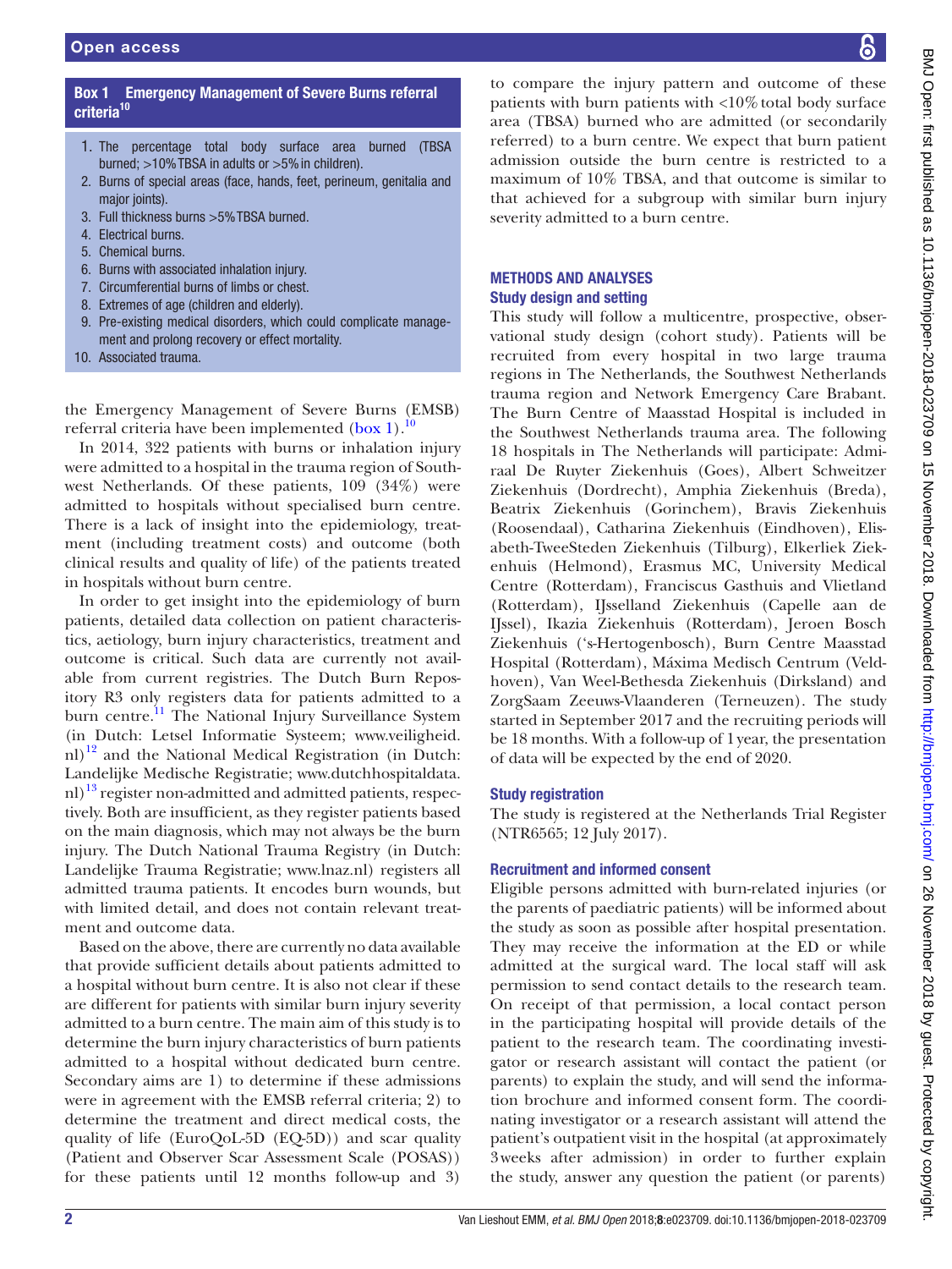**Box 1 Emergency Management of Severe Burns referral criteria[10]**

1. The percentage total body surface area burned (TBSA burned; >10% TBSA in adults or >5% in children).
2. Burns of special areas (face, hands, feet, perineum, genitalia and major joints).
3. Full thickness burns >5% TBSA burned.
4. Electrical burns.
5. Chemical burns.
6. Burns with associated inhalation injury.
7. Circumferential burns of limbs or chest.
8. Extremes of age (children and elderly).
9. Pre-existing medical disorders, which could complicate management and prolong recovery or effect mortality.
10. Associated trauma.

the Emergency Management of Severe Burns (EMSB) referral criteria have been implemented (box 1).[10]

In 2014, 322 patients with burns or inhalation injury were admitted to a hospital in the trauma region of Southwest Netherlands. Of these patients, 109 (34%) were admitted to hospitals without specialised burn centre. There is a lack of insight into the epidemiology, treatment (including treatment costs) and outcome (both clinical results and quality of life) of the patients treated in hospitals without burn centre.

In order to get insight into the epidemiology of burn patients, detailed data collection on patient characteristics, aetiology, burn injury characteristics, treatment and outcome is critical. Such data are currently not available from current registries. The Dutch Burn Repository R3 only registers data for patients admitted to a burn centre.[11] The National Injury Surveillance System (in Dutch: Letsel Informatie Systeem; www.veiligheid.nl)[12] and the National Medical Registration (in Dutch: Landelijke Medische Registratie; www.dutchhospitaldata.nl)[13] register non-admitted and admitted patients, respectively. Both are insufficient, as they register patients based on the main diagnosis, which may not always be the burn injury. The Dutch National Trauma Registry (in Dutch: Landelijke Trauma Registratie; www.lnaz.nl) registers all admitted trauma patients. It encodes burn wounds, but with limited detail, and does not contain relevant treatment and outcome data.

Based on the above, there are currently no data available that provide sufficient details about patients admitted to a hospital without burn centre. It is also not clear if these are different for patients with similar burn injury severity admitted to a burn centre. The main aim of this study is to determine the burn injury characteristics of burn patients admitted to a hospital without dedicated burn centre. Secondary aims are 1) to determine if these admissions were in agreement with the EMSB referral criteria; 2) to determine the treatment and direct medical costs, the quality of life (EuroQoL-5D (EQ-5D)) and scar quality (Patient and Observer Scar Assessment Scale (POSAS)) for these patients until 12 months follow-up and 3) to compare the injury pattern and outcome of these patients with burn patients with <10% total body surface area (TBSA) burned who are admitted (or secondarily referred) to a burn centre. We expect that burn patient admission outside the burn centre is restricted to a maximum of 10% TBSA, and that outcome is similar to that achieved for a subgroup with similar burn injury severity admitted to a burn centre.

## METHODS AND ANALYSES

### Study design and setting

This study will follow a multicentre, prospective, observational study design (cohort study). Patients will be recruited from every hospital in two large trauma regions in The Netherlands, the Southwest Netherlands trauma region and Network Emergency Care Brabant. The Burn Centre of Maasstad Hospital is included in the Southwest Netherlands trauma area. The following 18 hospitals in The Netherlands will participate: Admiraal De Ruyter Ziekenhuis (Goes), Albert Schweitzer Ziekenhuis (Dordrecht), Amphia Ziekenhuis (Breda), Beatrix Ziekenhuis (Gorinchem), Bravis Ziekenhuis (Roosendaal), Catharina Ziekenhuis (Eindhoven), Elisabeth-TweeSteden Ziekenhuis (Tilburg), Elkerliek Ziekenhuis (Helmond), Erasmus MC, University Medical Centre (Rotterdam), Franciscus Gasthuis and Vlietland (Rotterdam), IJsselland Ziekenhuis (Capelle aan de IJssel), Ikazia Ziekenhuis (Rotterdam), Jeroen Bosch Ziekenhuis ('s-Hertogenbosch), Burn Centre Maasstad Hospital (Rotterdam), Máxima Medisch Centrum (Veldhoven), Van Weel-Bethesda Ziekenhuis (Dirksland) and ZorgSaam Zeeuws-Vlaanderen (Terneuzen). The study started in September 2017 and the recruiting periods will be 18 months. With a follow-up of 1 year, the presentation of data will be expected by the end of 2020.

### Study registration

The study is registered at the Netherlands Trial Register (NTR6565; 12 July 2017).

### Recruitment and informed consent

Eligible persons admitted with burn-related injuries (or the parents of paediatric patients) will be informed about the study as soon as possible after hospital presentation. They may receive the information at the ED or while admitted at the surgical ward. The local staff will ask permission to send contact details to the research team. On receipt of that permission, a local contact person in the participating hospital will provide details of the patient to the research team. The coordinating investigator or research assistant will contact the patient (or parents) to explain the study, and will send the information brochure and informed consent form. The coordinating investigator or a research assistant will attend the patient's outpatient visit in the hospital (at approximately 3 weeks after admission) in order to further explain the study, answer any question the patient (or parents)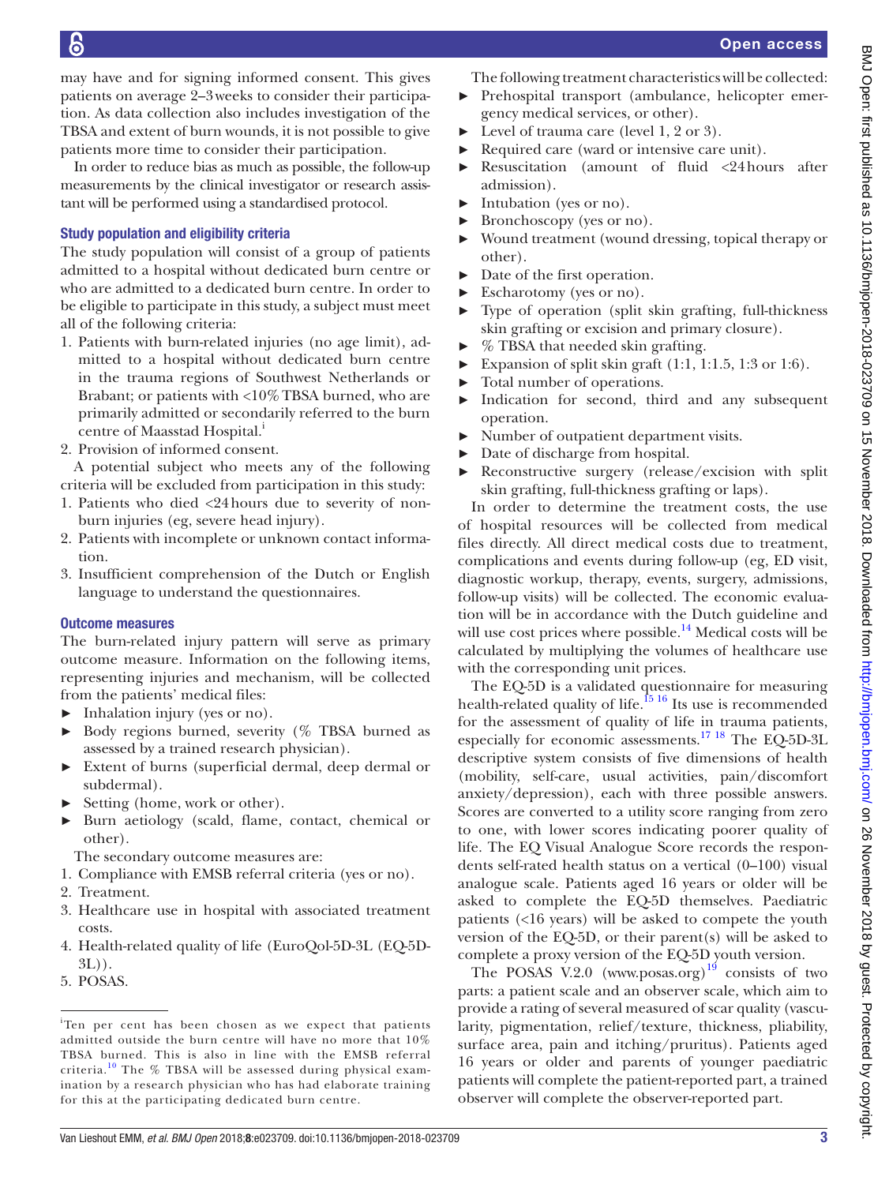may have and for signing informed consent. This gives patients on average 2–3 weeks to consider their participation. As data collection also includes investigation of the TBSA and extent of burn wounds, it is not possible to give patients more time to consider their participation.

In order to reduce bias as much as possible, the follow-up measurements by the clinical investigator or research assistant will be performed using a standardised protocol.

### Study population and eligibility criteria

The study population will consist of a group of patients admitted to a hospital without dedicated burn centre or who are admitted to a dedicated burn centre. In order to be eligible to participate in this study, a subject must meet all of the following criteria:

1. Patients with burn-related injuries (no age limit), admitted to a hospital without dedicated burn centre in the trauma regions of Southwest Netherlands or Brabant; or patients with <10% TBSA burned, who are primarily admitted or secondarily referred to the burn centre of Maasstad Hospital.[i]
2. Provision of informed consent.

A potential subject who meets any of the following criteria will be excluded from participation in this study:

1. Patients who died <24 hours due to severity of non-burn injuries (eg, severe head injury).
2. Patients with incomplete or unknown contact information.
3. Insufficient comprehension of the Dutch or English language to understand the questionnaires.

### Outcome measures

The burn-related injury pattern will serve as primary outcome measure. Information on the following items, representing injuries and mechanism, will be collected from the patients' medical files:

- Inhalation injury (yes or no).
- Body regions burned, severity (% TBSA burned as assessed by a trained research physician).
- Extent of burns (superficial dermal, deep dermal or subdermal).
- Setting (home, work or other).
- Burn aetiology (scald, flame, contact, chemical or other).

The secondary outcome measures are:

1. Compliance with EMSB referral criteria (yes or no).
2. Treatment.
3. Healthcare use in hospital with associated treatment costs.
4. Health-related quality of life (EuroQol-5D-3L (EQ-5D-3L)).
5. POSAS.

[i]Ten per cent has been chosen as we expect that patients admitted outside the burn centre will have no more that 10% TBSA burned. This is also in line with the EMSB referral criteria.[10] The % TBSA will be assessed during physical examination by a research physician who has had elaborate training for this at the participating dedicated burn centre.

The following treatment characteristics will be collected:

- Prehospital transport (ambulance, helicopter emergency medical services, or other).
- Level of trauma care (level 1, 2 or 3).
- Required care (ward or intensive care unit).
- Resuscitation (amount of fluid <24 hours after admission).
- Intubation (yes or no).
- Bronchoscopy (yes or no).
- Wound treatment (wound dressing, topical therapy or other).
- Date of the first operation.
- Escharotomy (yes or no).
- Type of operation (split skin grafting, full-thickness skin grafting or excision and primary closure).
- % TBSA that needed skin grafting.
- Expansion of split skin graft (1:1, 1:1.5, 1:3 or 1:6).
- Total number of operations.
- Indication for second, third and any subsequent operation.
- Number of outpatient department visits.
- Date of discharge from hospital.
- Reconstructive surgery (release/excision with split skin grafting, full-thickness grafting or laps).

In order to determine the treatment costs, the use of hospital resources will be collected from medical files directly. All direct medical costs due to treatment, complications and events during follow-up (eg, ED visit, diagnostic workup, therapy, events, surgery, admissions, follow-up visits) will be collected. The economic evaluation will be in accordance with the Dutch guideline and will use cost prices where possible.[14] Medical costs will be calculated by multiplying the volumes of healthcare use with the corresponding unit prices.

The EQ-5D is a validated questionnaire for measuring health-related quality of life.[15 16] Its use is recommended for the assessment of quality of life in trauma patients, especially for economic assessments.[17 18] The EQ-5D-3L descriptive system consists of five dimensions of health (mobility, self-care, usual activities, pain/discomfort anxiety/depression), each with three possible answers. Scores are converted to a utility score ranging from zero to one, with lower scores indicating poorer quality of life. The EQ Visual Analogue Score records the respondents self-rated health status on a vertical (0–100) visual analogue scale. Patients aged 16 years or older will be asked to complete the EQ-5D themselves. Paediatric patients (<16 years) will be asked to compete the youth version of the EQ-5D, or their parent(s) will be asked to complete a proxy version of the EQ-5D youth version.

The POSAS V.2.0 (www.posas.org)[19] consists of two parts: a patient scale and an observer scale, which aim to provide a rating of several measured of scar quality (vascularity, pigmentation, relief/texture, thickness, pliability, surface area, pain and itching/pruritus). Patients aged 16 years or older and parents of younger paediatric patients will complete the patient-reported part, a trained observer will complete the observer-reported part.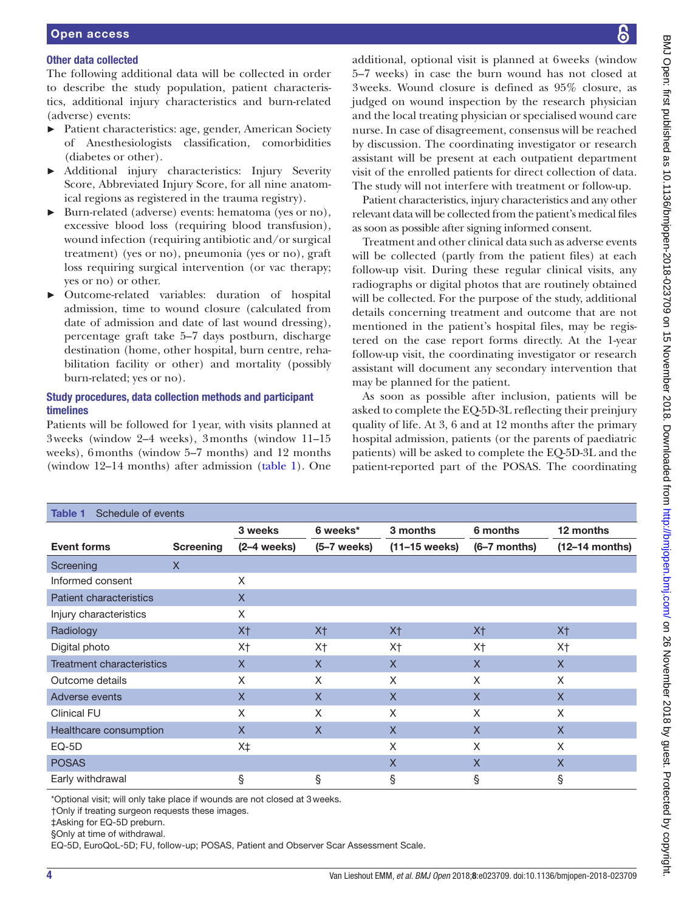### Other data collected

The following additional data will be collected in order to describe the study population, patient characteristics, additional injury characteristics and burn-related (adverse) events:

- Patient characteristics: age, gender, American Society of Anesthesiologists classification, comorbidities (diabetes or other).
- Additional injury characteristics: Injury Severity Score, Abbreviated Injury Score, for all nine anatomical regions as registered in the trauma registry).
- Burn-related (adverse) events: hematoma (yes or no), excessive blood loss (requiring blood transfusion), wound infection (requiring antibiotic and/or surgical treatment) (yes or no), pneumonia (yes or no), graft loss requiring surgical intervention (or vac therapy; yes or no) or other.
- Outcome-related variables: duration of hospital admission, time to wound closure (calculated from date of admission and date of last wound dressing), percentage graft take 5–7 days postburn, discharge destination (home, other hospital, burn centre, rehabilitation facility or other) and mortality (possibly burn-related; yes or no).

### Study procedures, data collection methods and participant timelines

Patients will be followed for 1 year, with visits planned at 3 weeks (window 2–4 weeks), 3 months (window 11–15 weeks), 6 months (window 5–7 months) and 12 months (window 12–14 months) after admission (table 1). One additional, optional visit is planned at 6 weeks (window 5–7 weeks) in case the burn wound has not closed at 3 weeks. Wound closure is defined as 95% closure, as judged on wound inspection by the research physician and the local treating physician or specialised wound care nurse. In case of disagreement, consensus will be reached by discussion. The coordinating investigator or research assistant will be present at each outpatient department visit of the enrolled patients for direct collection of data. The study will not interfere with treatment or follow-up.

Patient characteristics, injury characteristics and any other relevant data will be collected from the patient's medical files as soon as possible after signing informed consent.

Treatment and other clinical data such as adverse events will be collected (partly from the patient files) at each follow-up visit. During these regular clinical visits, any radiographs or digital photos that are routinely obtained will be collected. For the purpose of the study, additional details concerning treatment and outcome that are not mentioned in the patient's hospital files, may be registered on the case report forms directly. At the 1-year follow-up visit, the coordinating investigator or research assistant will document any secondary intervention that may be planned for the patient.

As soon as possible after inclusion, patients will be asked to complete the EQ-5D-3L reflecting their preinjury quality of life. At 3, 6 and at 12 months after the primary hospital admission, patients (or the parents of paediatric patients) will be asked to complete the EQ-5D-3L and the patient-reported part of the POSAS. The coordinating

Table 1 Schedule of events

| Event forms | Screening | 3 weeks (2–4 weeks) | 6 weeks* (5–7 weeks) | 3 months (11–15 weeks) | 6 months (6–7 months) | 12 months (12–14 months) |
|---|---|---|---|---|---|---|
| Screening | X | | | | | |
| Informed consent | | X | | | | |
| Patient characteristics | | X | | | | |
| Injury characteristics | | X | | | | |
| Radiology | | X† | X† | X† | X† | X† |
| Digital photo | | X† | X† | X† | X† | X† |
| Treatment characteristics | | X | X | X | X | X |
| Outcome details | | X | X | X | X | X |
| Adverse events | | X | X | X | X | X |
| Clinical FU | | X | X | X | X | X |
| Healthcare consumption | | X | X | X | X | X |
| EQ-5D | | X‡ | | X | X | X |
| POSAS | | | | X | X | X |
| Early withdrawal | | § | § | § | § | § |

*Optional visit; will only take place if wounds are not closed at 3 weeks.
†Only if treating surgeon requests these images.
‡Asking for EQ-5D preburn.
§Only at time of withdrawal.
EQ-5D, EuroQoL-5D; FU, follow-up; POSAS, Patient and Observer Scar Assessment Scale.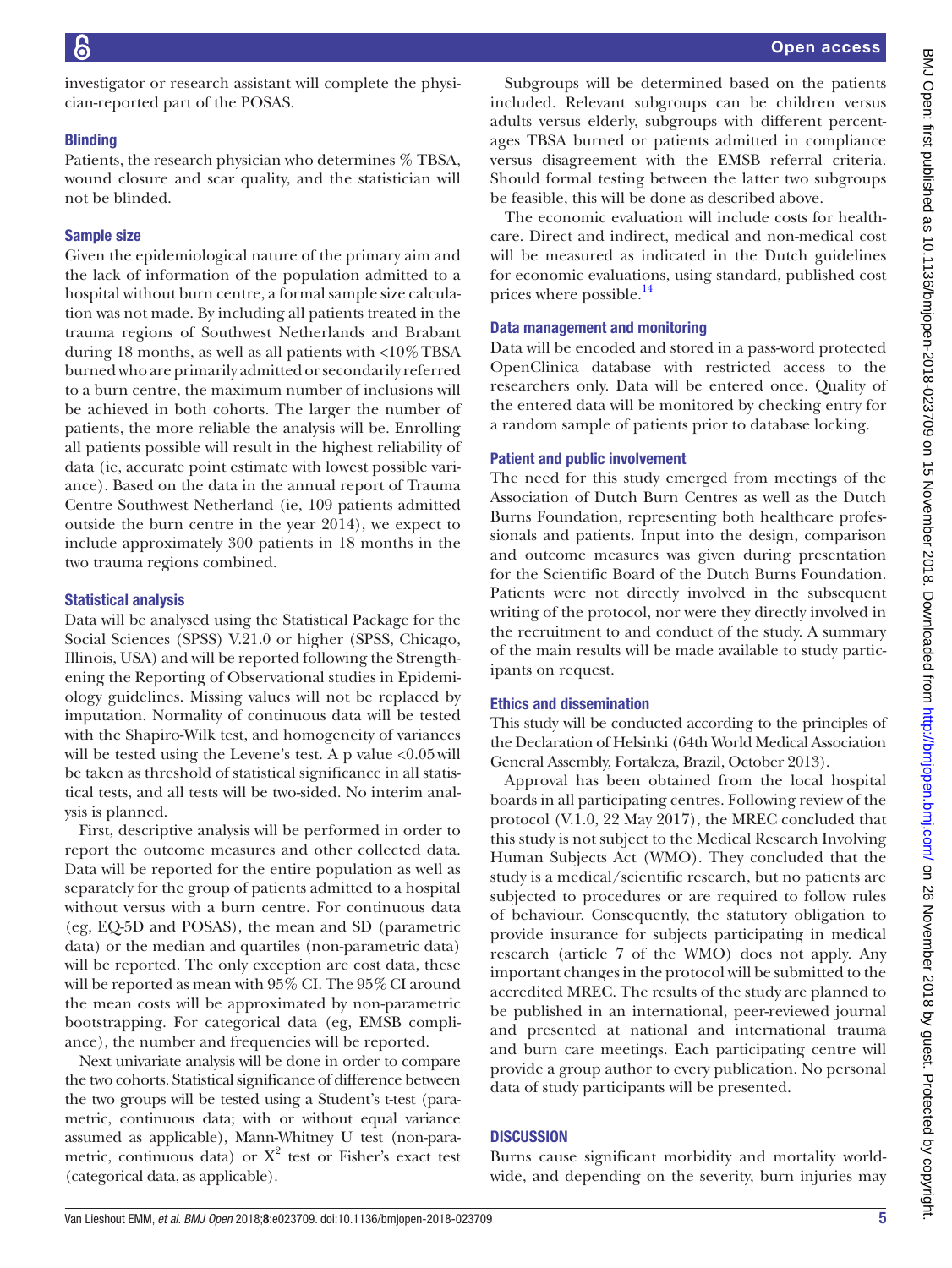investigator or research assistant will complete the physician-reported part of the POSAS.

### Blinding

Patients, the research physician who determines % TBSA, wound closure and scar quality, and the statistician will not be blinded.

### Sample size

Given the epidemiological nature of the primary aim and the lack of information of the population admitted to a hospital without burn centre, a formal sample size calculation was not made. By including all patients treated in the trauma regions of Southwest Netherlands and Brabant during 18 months, as well as all patients with <10% TBSA burned who are primarily admitted or secondarily referred to a burn centre, the maximum number of inclusions will be achieved in both cohorts. The larger the number of patients, the more reliable the analysis will be. Enrolling all patients possible will result in the highest reliability of data (ie, accurate point estimate with lowest possible variance). Based on the data in the annual report of Trauma Centre Southwest Netherland (ie, 109 patients admitted outside the burn centre in the year 2014), we expect to include approximately 300 patients in 18 months in the two trauma regions combined.

### Statistical analysis

Data will be analysed using the Statistical Package for the Social Sciences (SPSS) V.21.0 or higher (SPSS, Chicago, Illinois, USA) and will be reported following the Strengthening the Reporting of Observational studies in Epidemiology guidelines. Missing values will not be replaced by imputation. Normality of continuous data will be tested with the Shapiro-Wilk test, and homogeneity of variances will be tested using the Levene's test. A p value <0.05 will be taken as threshold of statistical significance in all statistical tests, and all tests will be two-sided. No interim analysis is planned.

First, descriptive analysis will be performed in order to report the outcome measures and other collected data. Data will be reported for the entire population as well as separately for the group of patients admitted to a hospital without versus with a burn centre. For continuous data (eg, EQ-5D and POSAS), the mean and SD (parametric data) or the median and quartiles (non-parametric data) will be reported. The only exception are cost data, these will be reported as mean with 95% CI. The 95% CI around the mean costs will be approximated by non-parametric bootstrapping. For categorical data (eg, EMSB compliance), the number and frequencies will be reported.

Next univariate analysis will be done in order to compare the two cohorts. Statistical significance of difference between the two groups will be tested using a Student's t-test (parametric, continuous data; with or without equal variance assumed as applicable), Mann-Whitney U test (non-parametric, continuous data) or $X^2$ test or Fisher's exact test (categorical data, as applicable).

Subgroups will be determined based on the patients included. Relevant subgroups can be children versus adults versus elderly, subgroups with different percentages TBSA burned or patients admitted in compliance versus disagreement with the EMSB referral criteria. Should formal testing between the latter two subgroups be feasible, this will be done as described above.

The economic evaluation will include costs for healthcare. Direct and indirect, medical and non-medical cost will be measured as indicated in the Dutch guidelines for economic evaluations, using standard, published cost prices where possible.[14]

### Data management and monitoring

Data will be encoded and stored in a pass-word protected OpenClinica database with restricted access to the researchers only. Data will be entered once. Quality of the entered data will be monitored by checking entry for a random sample of patients prior to database locking.

### Patient and public involvement

The need for this study emerged from meetings of the Association of Dutch Burn Centres as well as the Dutch Burns Foundation, representing both healthcare professionals and patients. Input into the design, comparison and outcome measures was given during presentation for the Scientific Board of the Dutch Burns Foundation. Patients were not directly involved in the subsequent writing of the protocol, nor were they directly involved in the recruitment to and conduct of the study. A summary of the main results will be made available to study participants on request.

### Ethics and dissemination

This study will be conducted according to the principles of the Declaration of Helsinki (64th World Medical Association General Assembly, Fortaleza, Brazil, October 2013).

Approval has been obtained from the local hospital boards in all participating centres. Following review of the protocol (V.1.0, 22 May 2017), the MREC concluded that this study is not subject to the Medical Research Involving Human Subjects Act (WMO). They concluded that the study is a medical/scientific research, but no patients are subjected to procedures or are required to follow rules of behaviour. Consequently, the statutory obligation to provide insurance for subjects participating in medical research (article 7 of the WMO) does not apply. Any important changes in the protocol will be submitted to the accredited MREC. The results of the study are planned to be published in an international, peer-reviewed journal and presented at national and international trauma and burn care meetings. Each participating centre will provide a group author to every publication. No personal data of study participants will be presented.

## DISCUSSION

Burns cause significant morbidity and mortality worldwide, and depending on the severity, burn injuries may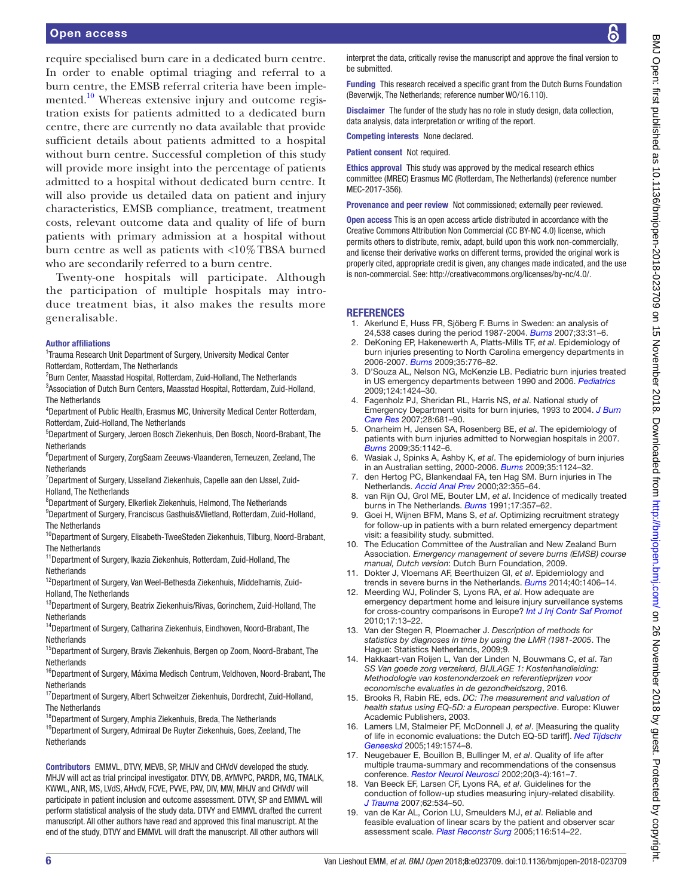require specialised burn care in a dedicated burn centre. In order to enable optimal triaging and referral to a burn centre, the EMSB referral criteria have been implemented.[10] Whereas extensive injury and outcome registration exists for patients admitted to a dedicated burn centre, there are currently no data available that provide sufficient details about patients admitted to a hospital without burn centre. Successful completion of this study will provide more insight into the percentage of patients admitted to a hospital without dedicated burn centre. It will also provide us detailed data on patient and injury characteristics, EMSB compliance, treatment, treatment costs, relevant outcome data and quality of life of burn patients with primary admission at a hospital without burn centre as well as patients with <10% TBSA burned who are secondarily referred to a burn centre.

Twenty-one hospitals will participate. Although the participation of multiple hospitals may introduce treatment bias, it also makes the results more generalisable.

**Author affiliations**

[1]Trauma Research Unit Department of Surgery, University Medical Center Rotterdam, Rotterdam, The Netherlands
[2]Burn Center, Maasstad Hospital, Rotterdam, Zuid-Holland, The Netherlands
[3]Association of Dutch Burn Centers, Maasstad Hospital, Rotterdam, Zuid-Holland, The Netherlands
[4]Department of Public Health, Erasmus MC, University Medical Center Rotterdam, Rotterdam, Zuid-Holland, The Netherlands
[5]Department of Surgery, Jeroen Bosch Ziekenhuis, Den Bosch, Noord-Brabant, The Netherlands
[6]Department of Surgery, ZorgSaam Zeeuws-Vlaanderen, Terneuzen, Zeeland, The Netherlands
[7]Department of Surgery, IJsselland Ziekenhuis, Capelle aan den IJssel, Zuid-Holland, The Netherlands
[8]Department of Surgery, Elkerliek Ziekenhuis, Helmond, The Netherlands
[9]Department of Surgery, Franciscus Gasthuis&Vlietland, Rotterdam, Zuid-Holland, The Netherlands
[10]Department of Surgery, Elisabeth-TweeSteden Ziekenhuis, Tilburg, Noord-Brabant, The Netherlands
[11]Department of Surgery, Ikazia Ziekenhuis, Rotterdam, Zuid-Holland, The Netherlands
[12]Department of Surgery, Van Weel-Bethesda Ziekenhuis, Middelharnis, Zuid-Holland, The Netherlands
[13]Department of Surgery, Beatrix Ziekenhuis/Rivas, Gorinchem, Zuid-Holland, The Netherlands
[14]Department of Surgery, Catharina Ziekenhuis, Eindhoven, Noord-Brabant, The Netherlands
[15]Department of Surgery, Bravis Ziekenhuis, Bergen op Zoom, Noord-Brabant, The Netherlands
[16]Department of Surgery, Máxima Medisch Centrum, Veldhoven, Noord-Brabant, The Netherlands
[17]Department of Surgery, Albert Schweitzer Ziekenhuis, Dordrecht, Zuid-Holland, The Netherlands
[18]Department of Surgery, Amphia Ziekenhuis, Breda, The Netherlands
[19]Department of Surgery, Admiraal De Ruyter Ziekenhuis, Goes, Zeeland, The Netherlands

**Contributors** EMMVL, DTVY, MEVB, SP, MHJV and CHVdV developed the study. MHJV will act as trial principal investigator. DTVY, DB, AYMVPC, PARDR, MG, TMALK, KWWL, ANR, MS, LVdS, AHvdV, FCVE, PVVE, PAV, DIV, MW, MHJV and CHVdV will participate in patient inclusion and outcome assessment. DTVY, SP and EMMVL will perform statistical analysis of the study data. DTVY and EMMVL drafted the current manuscript. All other authors have read and approved this final manuscript. At the end of the study, DTVY and EMMVL will draft the manuscript. All other authors will interpret the data, critically revise the manuscript and approve the final version to be submitted.

**Funding** This research received a specific grant from the Dutch Burns Foundation (Beverwijk, The Netherlands; reference number WO/16.110).

**Disclaimer** The funder of the study has no role in study design, data collection, data analysis, data interpretation or writing of the report.

**Competing interests** None declared.

**Patient consent** Not required.

**Ethics approval** This study was approved by the medical research ethics committee (MREC) Erasmus MC (Rotterdam, The Netherlands) (reference number MEC-2017-356).

**Provenance and peer review** Not commissioned; externally peer reviewed.

**Open access** This is an open access article distributed in accordance with the Creative Commons Attribution Non Commercial (CC BY-NC 4.0) license, which permits others to distribute, remix, adapt, build upon this work non-commercially, and license their derivative works on different terms, provided the original work is properly cited, appropriate credit is given, any changes made indicated, and the use is non-commercial. See: http://creativecommons.org/licenses/by-nc/4.0/.

## REFERENCES

1. Akerlund E, Huss FR, Sjöberg F. Burns in Sweden: an analysis of 24,538 cases during the period 1987-2004. *Burns* 2007;33:31–6.
2. DeKoning EP, Hakenewerth A, Platts-Mills TF, *et al*. Epidemiology of burn injuries presenting to North Carolina emergency departments in 2006-2007. *Burns* 2009;35:776–82.
3. D'Souza AL, Nelson NG, McKenzie LB. Pediatric burn injuries treated in US emergency departments between 1990 and 2006. *Pediatrics* 2009;124:1424–30.
4. Fagenholz PJ, Sheridan RL, Harris NS, *et al*. National study of Emergency Department visits for burn injuries, 1993 to 2004. *J Burn Care Res* 2007;28:681–90.
5. Onarheim H, Jensen SA, Rosenberg BE, *et al*. The epidemiology of patients with burn injuries admitted to Norwegian hospitals in 2007. *Burns* 2009;35:1142–6.
6. Wasiak J, Spinks A, Ashby K, *et al*. The epidemiology of burn injuries in an Australian setting, 2000-2006. *Burns* 2009;35:1124–32.
7. den Hertog PC, Blankendaal FA, ten Hag SM. Burn injuries in The Netherlands. *Accid Anal Prev* 2000;32:355–64.
8. van Rijn OJ, Grol ME, Bouter LM, *et al*. Incidence of medically treated burns in The Netherlands. *Burns* 1991;17:357–62.
9. Goei H, Wijnen BFM, Mans S, *et al*. Optimizing recruitment strategy for follow-up in patients with a burn related emergency department visit: a feasibility study. submitted.
10. The Education Committee of the Australian and New Zealand Burn Association. *Emergency management of severe burns (EMSB) course manual, Dutch version*: Dutch Burn Foundation, 2009.
11. Dokter J, Vloemans AF, Beerthuizen GI, *et al*. Epidemiology and trends in severe burns in the Netherlands. *Burns* 2014;40:1406–14.
12. Meerding WJ, Polinder S, Lyons RA, *et al*. How adequate are emergency department home and leisure injury surveillance systems for cross-country comparisons in Europe? *Int J Inj Contr Saf Promot* 2010;17:13–22.
13. Van der Stegen R, Ploemacher J. *Description of methods for statistics by diagnoses in time by using the LMR (1981-2005)*. The Hague: Statistics Netherlands, 2009;9.
14. Hakkaart-van Roijen L, Van der Linden N, Bouwmans C, *et al*. *Tan SS Van goede zorg verzekerd, BIJLAGE 1: Kostenhandleiding: Methodologie van kostenonderzoek en referentieprijzen voor economische evaluaties in de gezondheidszorg*, 2016.
15. Brooks R, Rabin RE, eds. *DC: The measurement and valuation of health status using EQ-5D: A European perspective*. Europe: Kluwer Academic Publishers, 2003.
16. Lamers LM, Stalmeier PF, McDonnell J, *et al*. [Measuring the quality of life in economic evaluations: the Dutch EQ-5D tariff]. *Ned Tijdschr Geneeskd* 2005;149:1574–8.
17. Neugebauer E, Bouillon B, Bullinger M, *et al*. Quality of life after multiple trauma-summary and recommendations of the consensus conference. *Restor Neurol Neurosci* 2002;20(3-4):161–7.
18. Van Beeck EF, Larsen CF, Lyons RA, *et al*. Guidelines for the conduction of follow-up studies measuring injury-related disability. *J Trauma* 2007;62:534–50.
19. van de Kar AL, Corion LU, Smeulders MJ, *et al*. Reliable and feasible evaluation of linear scars by the patient and observer scar assessment scale. *Plast Reconstr Surg* 2005;116:514–22.